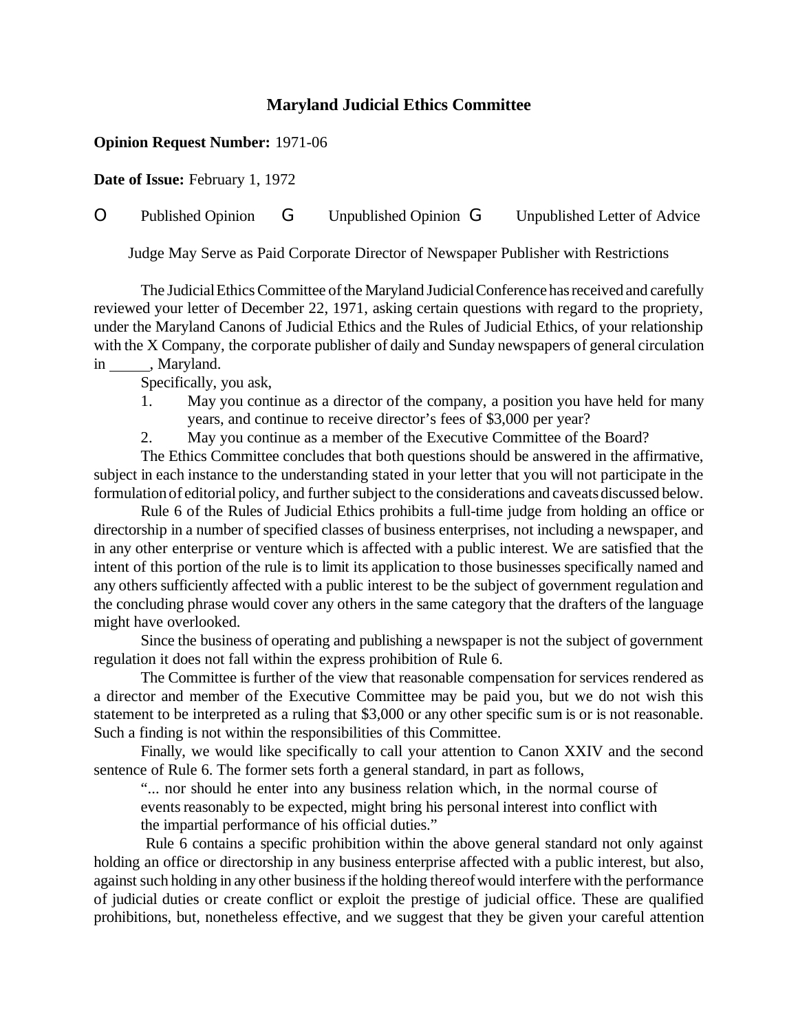# Maryland Judicial Ethics Committee

**Opinion Request Number:** 1971-06

**Date of Issue:** February 1, 1972

O Published Opinion G Unpublished Opinion G Unpublished Letter of Advice

Judge May Serve as Paid Corporate Director of Newspaper Publisher with Restrictions

The Judicial Ethics Committee of the Maryland Judicial Conference has received and carefully reviewed your letter of December 22, 1971, asking certain questions with regard to the propriety, under the Maryland Canons of Judicial Ethics and the Rules of Judicial Ethics, of your relationship with the X Company, the corporate publisher of daily and Sunday newspapers of general circulation in _____, Maryland.

Specifically, you ask,

1. May you continue as a director of the company, a position you have held for many years, and continue to receive director's fees of $3,000 per year?
2. May you continue as a member of the Executive Committee of the Board?

The Ethics Committee concludes that both questions should be answered in the affirmative, subject in each instance to the understanding stated in your letter that you will not participate in the formulation of editorial policy, and further subject to the considerations and caveats discussed below.

Rule 6 of the Rules of Judicial Ethics prohibits a full-time judge from holding an office or directorship in a number of specified classes of business enterprises, not including a newspaper, and in any other enterprise or venture which is affected with a public interest. We are satisfied that the intent of this portion of the rule is to limit its application to those businesses specifically named and any others sufficiently affected with a public interest to be the subject of government regulation and the concluding phrase would cover any others in the same category that the drafters of the language might have overlooked.

Since the business of operating and publishing a newspaper is not the subject of government regulation it does not fall within the express prohibition of Rule 6.

The Committee is further of the view that reasonable compensation for services rendered as a director and member of the Executive Committee may be paid you, but we do not wish this statement to be interpreted as a ruling that $3,000 or any other specific sum is or is not reasonable. Such a finding is not within the responsibilities of this Committee.

Finally, we would like specifically to call your attention to Canon XXIV and the second sentence of Rule 6. The former sets forth a general standard, in part as follows,

> "... nor should he enter into any business relation which, in the normal course of events reasonably to be expected, might bring his personal interest into conflict with the impartial performance of his official duties."

Rule 6 contains a specific prohibition within the above general standard not only against holding an office or directorship in any business enterprise affected with a public interest, but also, against such holding in any other business if the holding thereof would interfere with the performance of judicial duties or create conflict or exploit the prestige of judicial office. These are qualified prohibitions, but, nonetheless effective, and we suggest that they be given your careful attention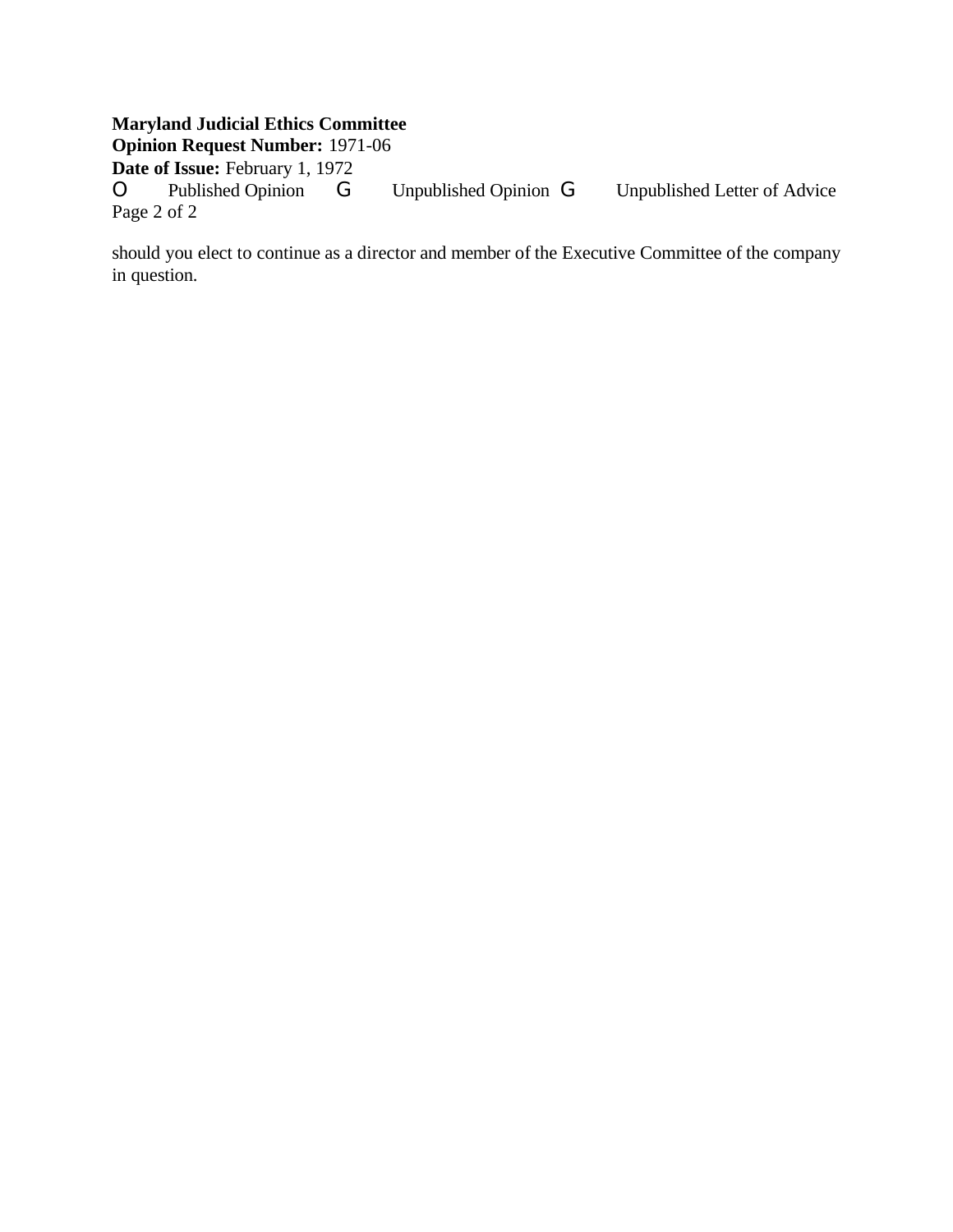should you elect to continue as a director and member of the Executive Committee of the company in question.